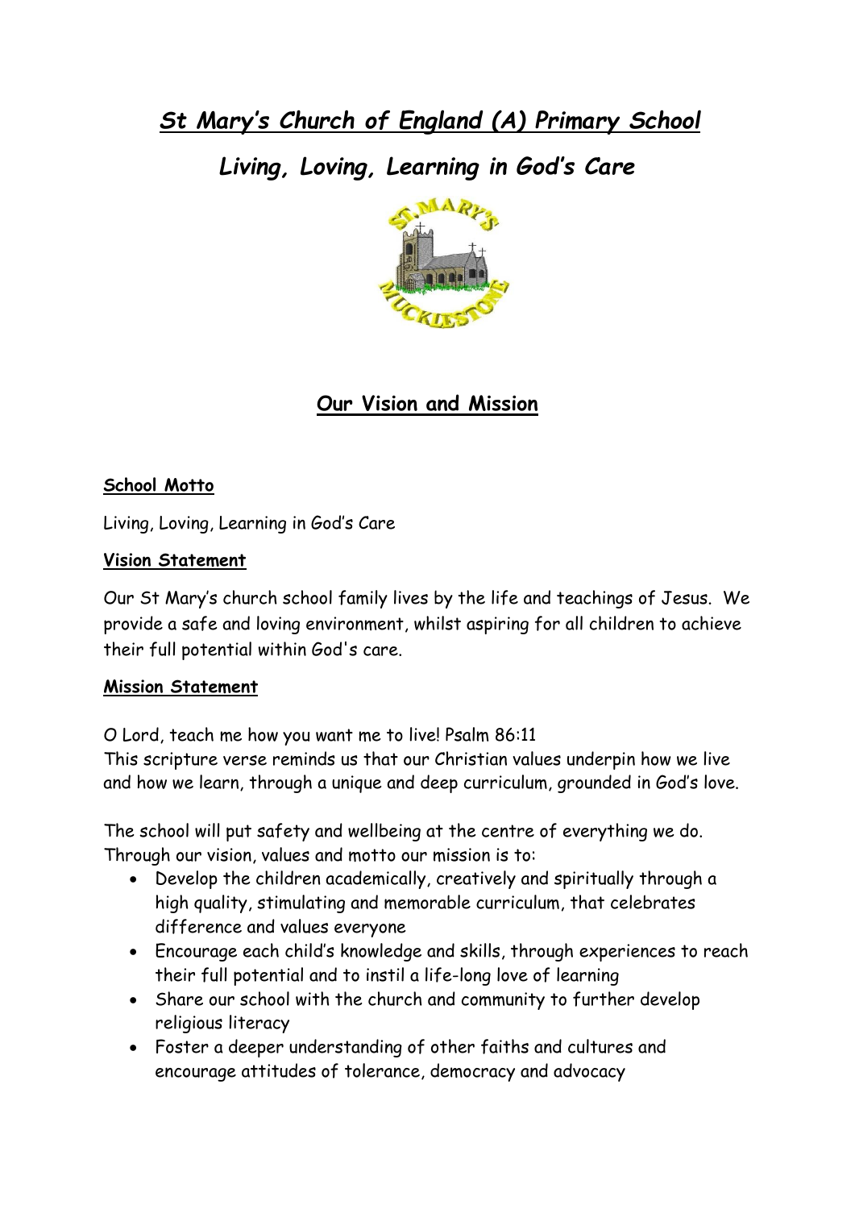# *St Mary's Church of England (A) Primary School*

## *Living, Loving, Learning in God's Care*

## Our Vision and Mission

**School Motto**

Living, Loving, Learning in God's Care

**Vision Statement**

Our St Mary's church school family lives by the life and teachings of Jesus. We provide a safe and loving environment, whilst aspiring for all children to achieve their full potential within God's care.

**Mission Statement**

O Lord, teach me how you want me to live! Psalm 86:11
This scripture verse reminds us that our Christian values underpin how we live and how we learn, through a unique and deep curriculum, grounded in God's love.

The school will put safety and wellbeing at the centre of everything we do. Through our vision, values and motto our mission is to:

- Develop the children academically, creatively and spiritually through a high quality, stimulating and memorable curriculum, that celebrates difference and values everyone
- Encourage each child's knowledge and skills, through experiences to reach their full potential and to instil a life-long love of learning
- Share our school with the church and community to further develop religious literacy
- Foster a deeper understanding of other faiths and cultures and encourage attitudes of tolerance, democracy and advocacy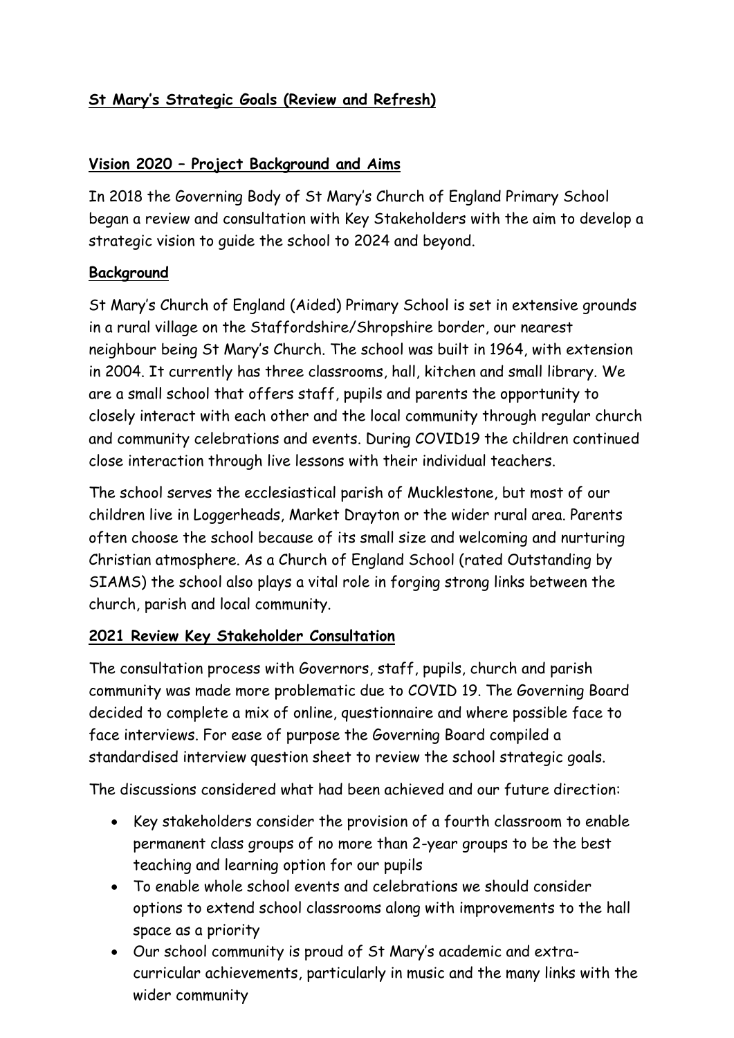## **St Mary's Strategic Goals (Review and Refresh)**

### **Vision 2020 – Project Background and Aims**

In 2018 the Governing Body of St Mary's Church of England Primary School began a review and consultation with Key Stakeholders with the aim to develop a strategic vision to guide the school to 2024 and beyond.

### **Background**

St Mary's Church of England (Aided) Primary School is set in extensive grounds in a rural village on the Staffordshire/Shropshire border, our nearest neighbour being St Mary's Church. The school was built in 1964, with extension in 2004. It currently has three classrooms, hall, kitchen and small library. We are a small school that offers staff, pupils and parents the opportunity to closely interact with each other and the local community through regular church and community celebrations and events. During COVID19 the children continued close interaction through live lessons with their individual teachers.

The school serves the ecclesiastical parish of Mucklestone, but most of our children live in Loggerheads, Market Drayton or the wider rural area. Parents often choose the school because of its small size and welcoming and nurturing Christian atmosphere. As a Church of England School (rated Outstanding by SIAMS) the school also plays a vital role in forging strong links between the church, parish and local community.

### **2021 Review Key Stakeholder Consultation**

The consultation process with Governors, staff, pupils, church and parish community was made more problematic due to COVID 19. The Governing Board decided to complete a mix of online, questionnaire and where possible face to face interviews. For ease of purpose the Governing Board compiled a standardised interview question sheet to review the school strategic goals.

The discussions considered what had been achieved and our future direction:

- Key stakeholders consider the provision of a fourth classroom to enable permanent class groups of no more than 2-year groups to be the best teaching and learning option for our pupils
- To enable whole school events and celebrations we should consider options to extend school classrooms along with improvements to the hall space as a priority
- Our school community is proud of St Mary's academic and extra-curricular achievements, particularly in music and the many links with the wider community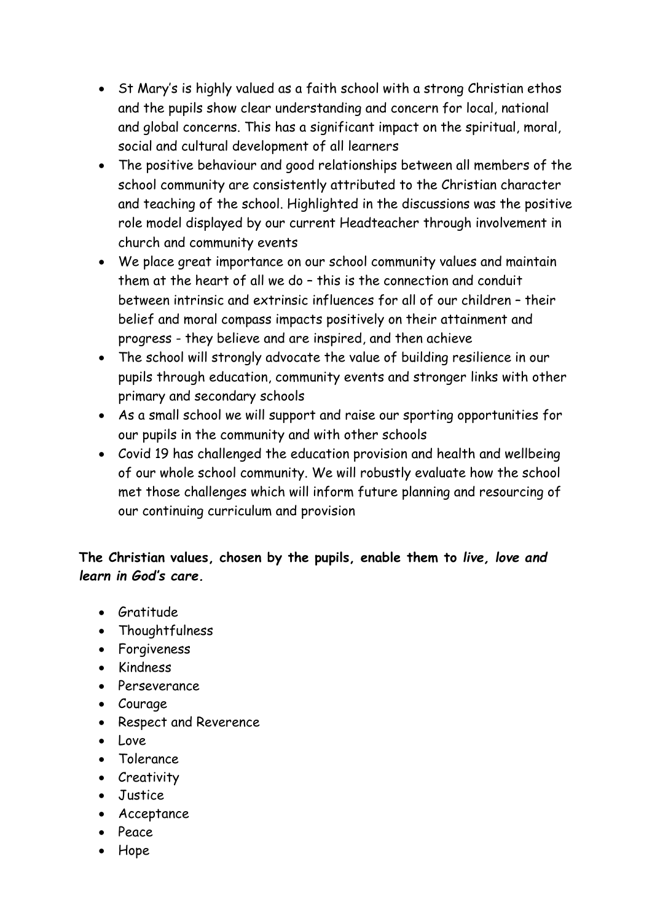- St Mary's is highly valued as a faith school with a strong Christian ethos and the pupils show clear understanding and concern for local, national and global concerns. This has a significant impact on the spiritual, moral, social and cultural development of all learners
- The positive behaviour and good relationships between all members of the school community are consistently attributed to the Christian character and teaching of the school. Highlighted in the discussions was the positive role model displayed by our current Headteacher through involvement in church and community events
- We place great importance on our school community values and maintain them at the heart of all we do – this is the connection and conduit between intrinsic and extrinsic influences for all of our children – their belief and moral compass impacts positively on their attainment and progress - they believe and are inspired, and then achieve
- The school will strongly advocate the value of building resilience in our pupils through education, community events and stronger links with other primary and secondary schools
- As a small school we will support and raise our sporting opportunities for our pupils in the community and with other schools
- Covid 19 has challenged the education provision and health and wellbeing of our whole school community. We will robustly evaluate how the school met those challenges which will inform future planning and resourcing of our continuing curriculum and provision

**The Christian values, chosen by the pupils, enable them to *live, love and learn in God's care.***

- Gratitude
- Thoughtfulness
- Forgiveness
- Kindness
- Perseverance
- Courage
- Respect and Reverence
- Love
- Tolerance
- Creativity
- Justice
- Acceptance
- Peace
- Hope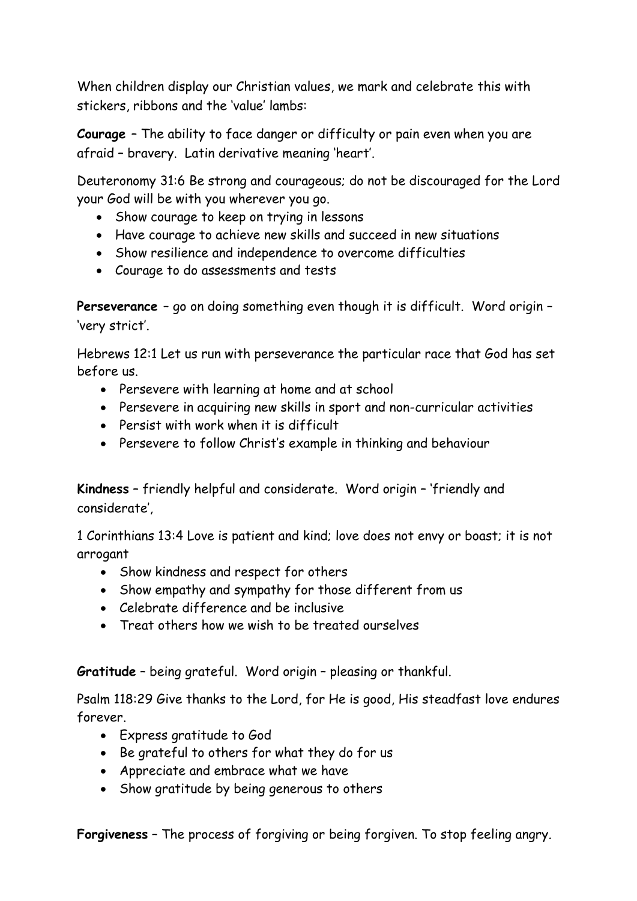When children display our Christian values, we mark and celebrate this with stickers, ribbons and the 'value' lambs:

**Courage** – The ability to face danger or difficulty or pain even when you are afraid – bravery. Latin derivative meaning 'heart'.

Deuteronomy 31:6 Be strong and courageous; do not be discouraged for the Lord your God will be with you wherever you go.

- Show courage to keep on trying in lessons
- Have courage to achieve new skills and succeed in new situations
- Show resilience and independence to overcome difficulties
- Courage to do assessments and tests

**Perseverance** – go on doing something even though it is difficult. Word origin – 'very strict'.

Hebrews 12:1 Let us run with perseverance the particular race that God has set before us.

- Persevere with learning at home and at school
- Persevere in acquiring new skills in sport and non-curricular activities
- Persist with work when it is difficult
- Persevere to follow Christ's example in thinking and behaviour

**Kindness** – friendly helpful and considerate. Word origin – 'friendly and considerate',

1 Corinthians 13:4 Love is patient and kind; love does not envy or boast; it is not arrogant

- Show kindness and respect for others
- Show empathy and sympathy for those different from us
- Celebrate difference and be inclusive
- Treat others how we wish to be treated ourselves

**Gratitude** – being grateful. Word origin – pleasing or thankful.

Psalm 118:29 Give thanks to the Lord, for He is good, His steadfast love endures forever.

- Express gratitude to God
- Be grateful to others for what they do for us
- Appreciate and embrace what we have
- Show gratitude by being generous to others

**Forgiveness** – The process of forgiving or being forgiven. To stop feeling angry.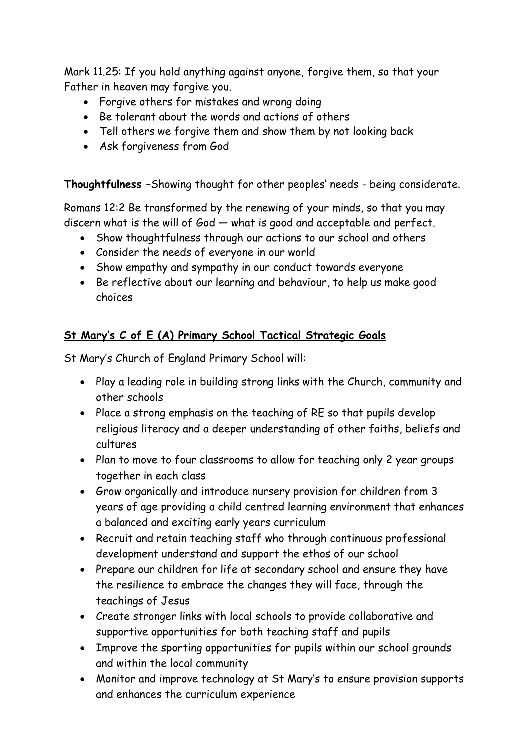Mark 11.25: If you hold anything against anyone, forgive them, so that your Father in heaven may forgive you.

- Forgive others for mistakes and wrong doing
- Be tolerant about the words and actions of others
- Tell others we forgive them and show them by not looking back
- Ask forgiveness from God

**Thoughtfulness** –Showing thought for other peoples' needs - being considerate.

Romans 12:2 Be transformed by the renewing of your minds, so that you may discern what is the will of God — what is good and acceptable and perfect.

- Show thoughtfulness through our actions to our school and others
- Consider the needs of everyone in our world
- Show empathy and sympathy in our conduct towards everyone
- Be reflective about our learning and behaviour, to help us make good choices

**<u>St Mary's C of E (A) Primary School Tactical Strategic Goals</u>**

St Mary's Church of England Primary School will:

- Play a leading role in building strong links with the Church, community and other schools
- Place a strong emphasis on the teaching of RE so that pupils develop religious literacy and a deeper understanding of other faiths, beliefs and cultures
- Plan to move to four classrooms to allow for teaching only 2 year groups together in each class
- Grow organically and introduce nursery provision for children from 3 years of age providing a child centred learning environment that enhances a balanced and exciting early years curriculum
- Recruit and retain teaching staff who through continuous professional development understand and support the ethos of our school
- Prepare our children for life at secondary school and ensure they have the resilience to embrace the changes they will face, through the teachings of Jesus
- Create stronger links with local schools to provide collaborative and supportive opportunities for both teaching staff and pupils
- Improve the sporting opportunities for pupils within our school grounds and within the local community
- Monitor and improve technology at St Mary's to ensure provision supports and enhances the curriculum experience